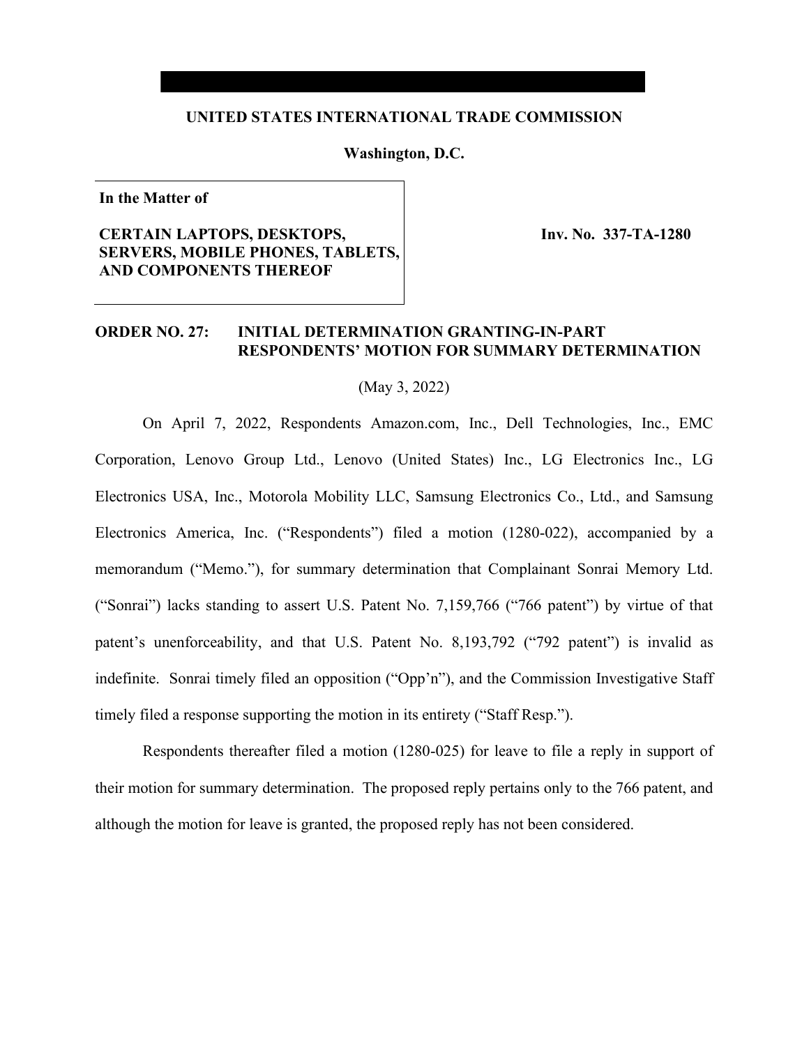**UNITED STATES INTERNATIONAL TRADE COMMISSION**

**Washington, D.C.**

| **In the Matter of**<br><br>**CERTAIN LAPTOPS, DESKTOPS, SERVERS, MOBILE PHONES, TABLETS, AND COMPONENTS THEREOF** | **Inv. No. 337-TA-1280** |
|---|---|

**ORDER NO. 27: INITIAL DETERMINATION GRANTING-IN-PART RESPONDENTS' MOTION FOR SUMMARY DETERMINATION**

(May 3, 2022)

On April 7, 2022, Respondents Amazon.com, Inc., Dell Technologies, Inc., EMC Corporation, Lenovo Group Ltd., Lenovo (United States) Inc., LG Electronics Inc., LG Electronics USA, Inc., Motorola Mobility LLC, Samsung Electronics Co., Ltd., and Samsung Electronics America, Inc. ("Respondents") filed a motion (1280-022), accompanied by a memorandum ("Memo."), for summary determination that Complainant Sonrai Memory Ltd. ("Sonrai") lacks standing to assert U.S. Patent No. 7,159,766 ("766 patent") by virtue of that patent's unenforceability, and that U.S. Patent No. 8,193,792 ("792 patent") is invalid as indefinite. Sonrai timely filed an opposition ("Opp'n"), and the Commission Investigative Staff timely filed a response supporting the motion in its entirety ("Staff Resp.").

Respondents thereafter filed a motion (1280-025) for leave to file a reply in support of their motion for summary determination. The proposed reply pertains only to the 766 patent, and although the motion for leave is granted, the proposed reply has not been considered.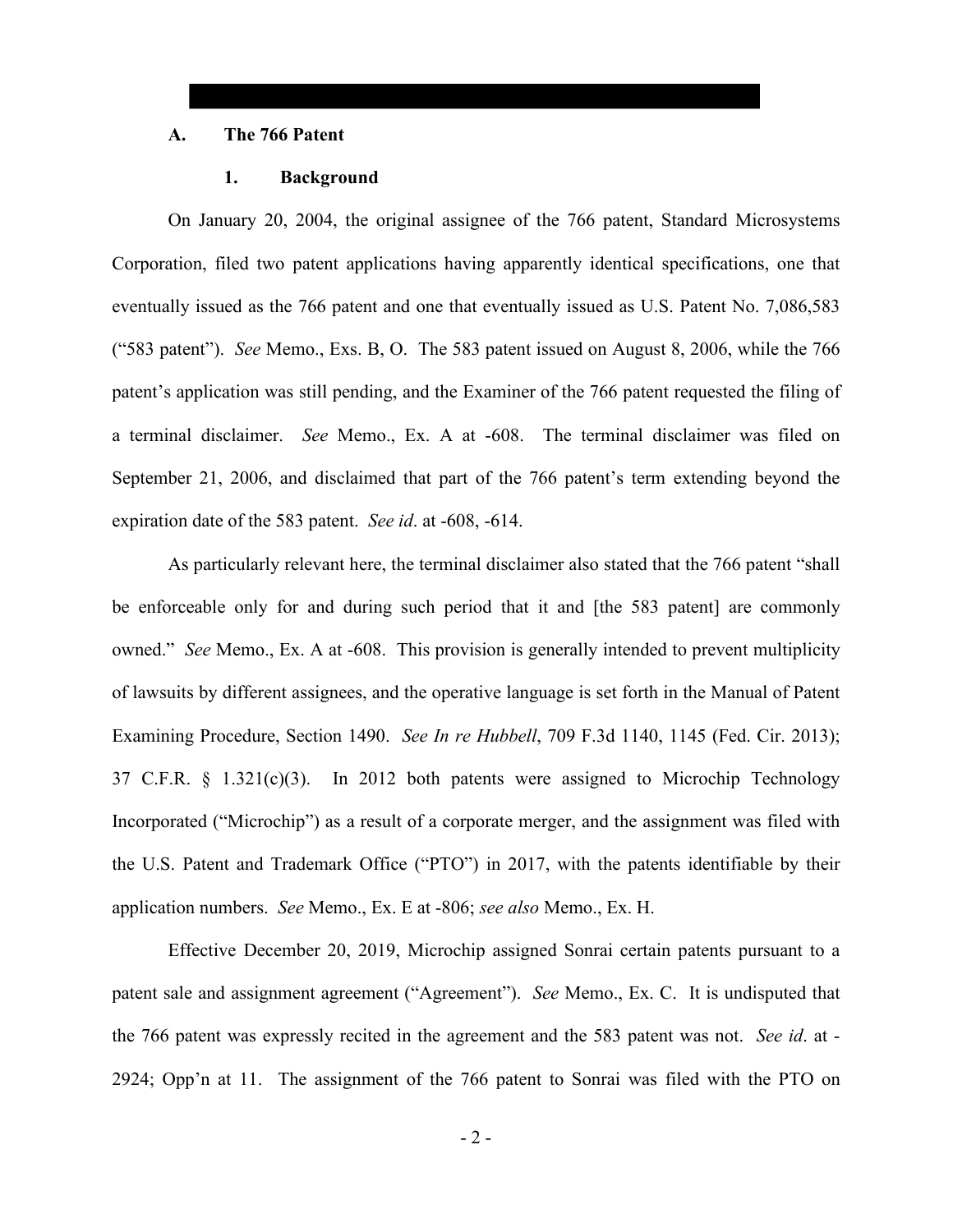### A. The 766 Patent

#### 1. Background

On January 20, 2004, the original assignee of the 766 patent, Standard Microsystems Corporation, filed two patent applications having apparently identical specifications, one that eventually issued as the 766 patent and one that eventually issued as U.S. Patent No. 7,086,583 ("583 patent"). *See* Memo., Exs. B, O. The 583 patent issued on August 8, 2006, while the 766 patent's application was still pending, and the Examiner of the 766 patent requested the filing of a terminal disclaimer. *See* Memo., Ex. A at -608. The terminal disclaimer was filed on September 21, 2006, and disclaimed that part of the 766 patent's term extending beyond the expiration date of the 583 patent. *See id*. at -608, -614.

As particularly relevant here, the terminal disclaimer also stated that the 766 patent "shall be enforceable only for and during such period that it and [the 583 patent] are commonly owned." *See* Memo., Ex. A at -608. This provision is generally intended to prevent multiplicity of lawsuits by different assignees, and the operative language is set forth in the Manual of Patent Examining Procedure, Section 1490. *See In re Hubbell*, 709 F.3d 1140, 1145 (Fed. Cir. 2013); 37 C.F.R. § 1.321(c)(3). In 2012 both patents were assigned to Microchip Technology Incorporated ("Microchip") as a result of a corporate merger, and the assignment was filed with the U.S. Patent and Trademark Office ("PTO") in 2017, with the patents identifiable by their application numbers. *See* Memo., Ex. E at -806; *see also* Memo., Ex. H.

Effective December 20, 2019, Microchip assigned Sonrai certain patents pursuant to a patent sale and assignment agreement ("Agreement"). *See* Memo., Ex. C. It is undisputed that the 766 patent was expressly recited in the agreement and the 583 patent was not. *See id*. at -2924; Opp'n at 11. The assignment of the 766 patent to Sonrai was filed with the PTO on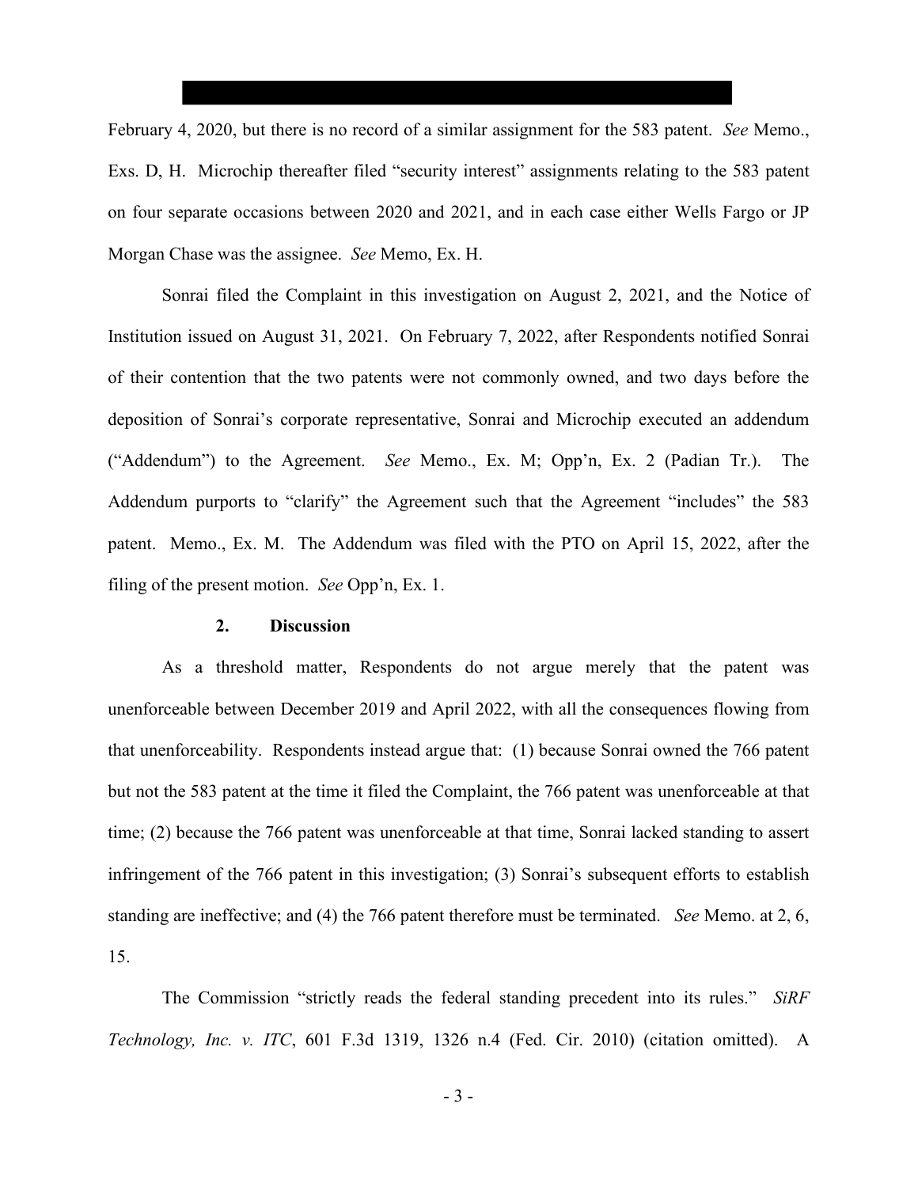February 4, 2020, but there is no record of a similar assignment for the 583 patent. *See* Memo., Exs. D, H. Microchip thereafter filed "security interest" assignments relating to the 583 patent on four separate occasions between 2020 and 2021, and in each case either Wells Fargo or JP Morgan Chase was the assignee. *See* Memo, Ex. H.

Sonrai filed the Complaint in this investigation on August 2, 2021, and the Notice of Institution issued on August 31, 2021. On February 7, 2022, after Respondents notified Sonrai of their contention that the two patents were not commonly owned, and two days before the deposition of Sonrai's corporate representative, Sonrai and Microchip executed an addendum ("Addendum") to the Agreement. *See* Memo., Ex. M; Opp'n, Ex. 2 (Padian Tr.). The Addendum purports to "clarify" the Agreement such that the Agreement "includes" the 583 patent. Memo., Ex. M. The Addendum was filed with the PTO on April 15, 2022, after the filing of the present motion. *See* Opp'n, Ex. 1.

### 2. Discussion

As a threshold matter, Respondents do not argue merely that the patent was unenforceable between December 2019 and April 2022, with all the consequences flowing from that unenforceability. Respondents instead argue that: (1) because Sonrai owned the 766 patent but not the 583 patent at the time it filed the Complaint, the 766 patent was unenforceable at that time; (2) because the 766 patent was unenforceable at that time, Sonrai lacked standing to assert infringement of the 766 patent in this investigation; (3) Sonrai's subsequent efforts to establish standing are ineffective; and (4) the 766 patent therefore must be terminated. *See* Memo. at 2, 6, 15.

The Commission "strictly reads the federal standing precedent into its rules." *SiRF Technology, Inc. v. ITC*, 601 F.3d 1319, 1326 n.4 (Fed. Cir. 2010) (citation omitted). A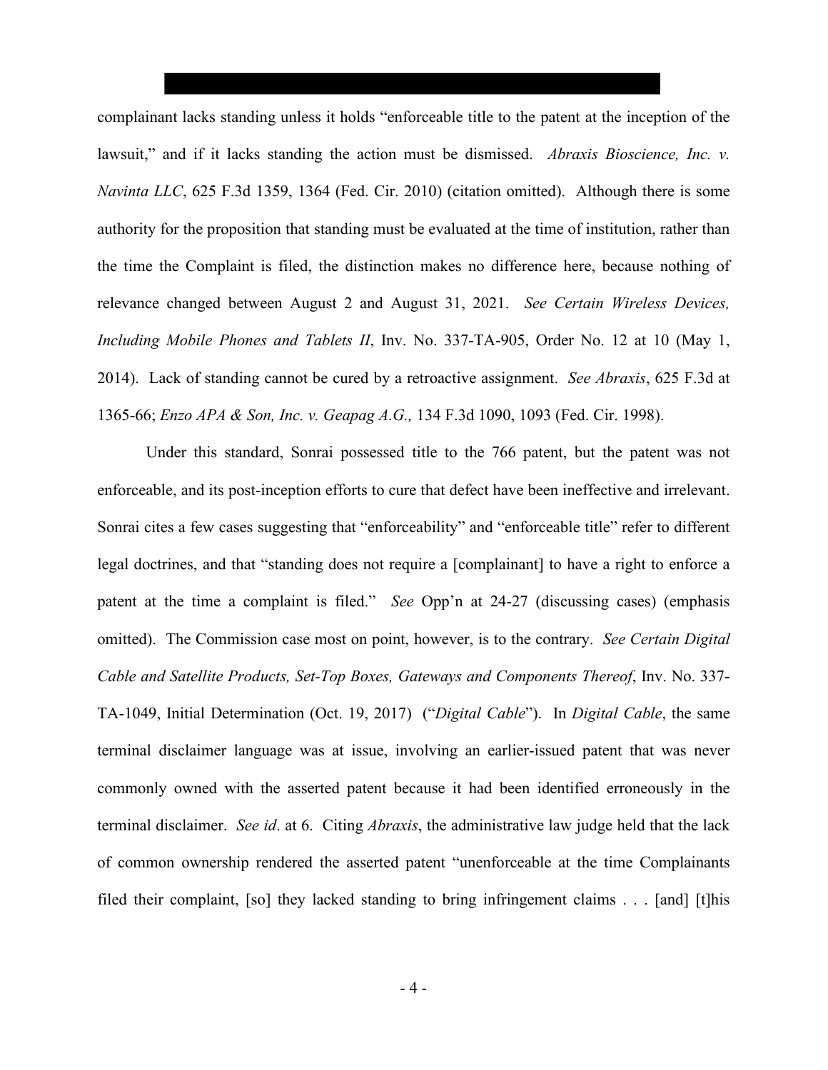complainant lacks standing unless it holds "enforceable title to the patent at the inception of the lawsuit," and if it lacks standing the action must be dismissed. *Abraxis Bioscience, Inc. v. Navinta LLC*, 625 F.3d 1359, 1364 (Fed. Cir. 2010) (citation omitted). Although there is some authority for the proposition that standing must be evaluated at the time of institution, rather than the time the Complaint is filed, the distinction makes no difference here, because nothing of relevance changed between August 2 and August 31, 2021. *See Certain Wireless Devices, Including Mobile Phones and Tablets II*, Inv. No. 337-TA-905, Order No. 12 at 10 (May 1, 2014). Lack of standing cannot be cured by a retroactive assignment. *See Abraxis*, 625 F.3d at 1365-66; *Enzo APA & Son, Inc. v. Geapag A.G.,* 134 F.3d 1090, 1093 (Fed. Cir. 1998).

Under this standard, Sonrai possessed title to the 766 patent, but the patent was not enforceable, and its post-inception efforts to cure that defect have been ineffective and irrelevant. Sonrai cites a few cases suggesting that "enforceability" and "enforceable title" refer to different legal doctrines, and that "standing does not require a [complainant] to have a right to enforce a patent at the time a complaint is filed." *See* Opp'n at 24-27 (discussing cases) (emphasis omitted). The Commission case most on point, however, is to the contrary. *See Certain Digital Cable and Satellite Products, Set-Top Boxes, Gateways and Components Thereof*, Inv. No. 337-TA-1049, Initial Determination (Oct. 19, 2017) ("*Digital Cable*"). In *Digital Cable*, the same terminal disclaimer language was at issue, involving an earlier-issued patent that was never commonly owned with the asserted patent because it had been identified erroneously in the terminal disclaimer. *See id*. at 6. Citing *Abraxis*, the administrative law judge held that the lack of common ownership rendered the asserted patent "unenforceable at the time Complainants filed their complaint, [so] they lacked standing to bring infringement claims . . . [and] [t]his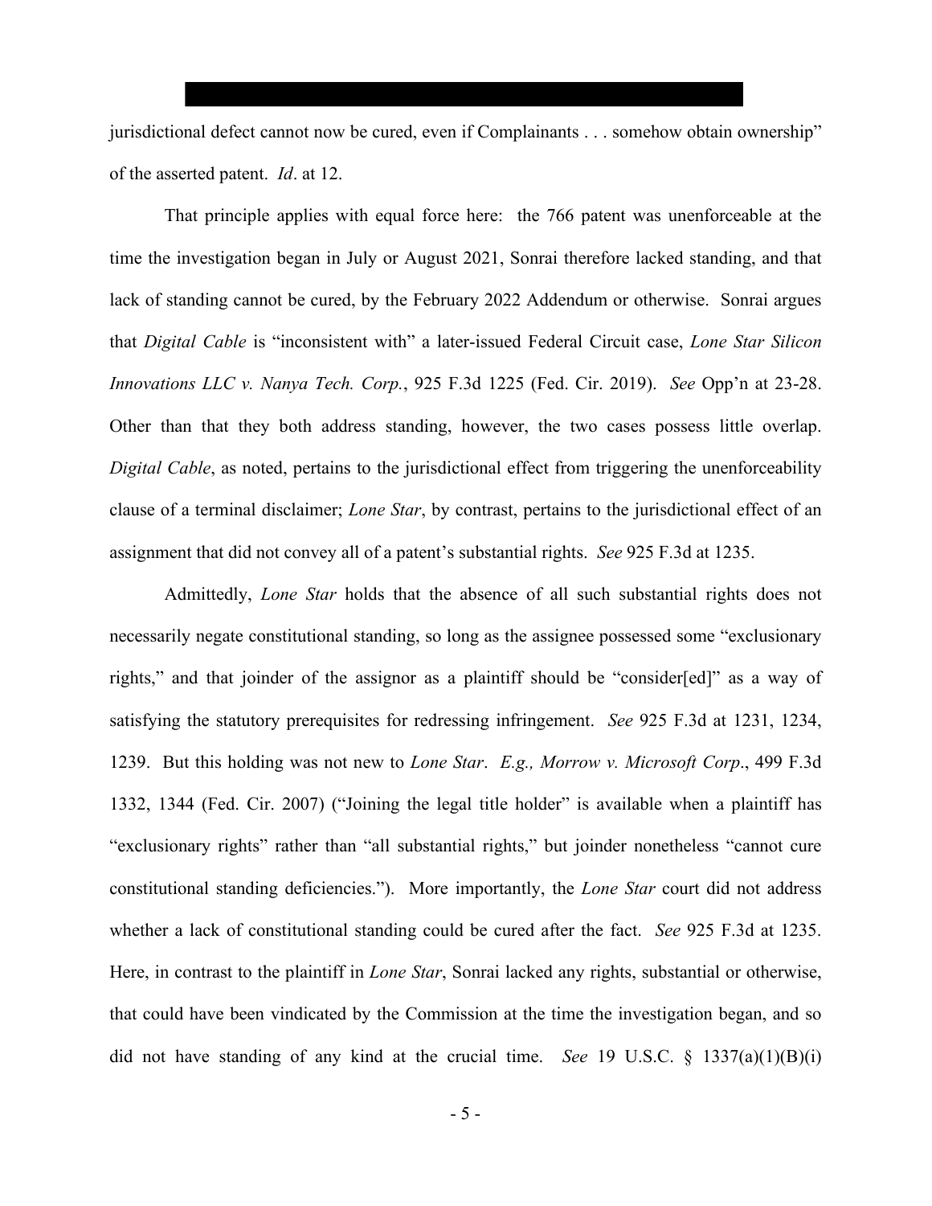jurisdictional defect cannot now be cured, even if Complainants . . . somehow obtain ownership" of the asserted patent. *Id*. at 12.

That principle applies with equal force here: the 766 patent was unenforceable at the time the investigation began in July or August 2021, Sonrai therefore lacked standing, and that lack of standing cannot be cured, by the February 2022 Addendum or otherwise. Sonrai argues that *Digital Cable* is "inconsistent with" a later-issued Federal Circuit case, *Lone Star Silicon Innovations LLC v. Nanya Tech. Corp.*, 925 F.3d 1225 (Fed. Cir. 2019). *See* Opp'n at 23-28. Other than that they both address standing, however, the two cases possess little overlap. *Digital Cable*, as noted, pertains to the jurisdictional effect from triggering the unenforceability clause of a terminal disclaimer; *Lone Star*, by contrast, pertains to the jurisdictional effect of an assignment that did not convey all of a patent's substantial rights. *See* 925 F.3d at 1235.

Admittedly, *Lone Star* holds that the absence of all such substantial rights does not necessarily negate constitutional standing, so long as the assignee possessed some "exclusionary rights," and that joinder of the assignor as a plaintiff should be "consider[ed]" as a way of satisfying the statutory prerequisites for redressing infringement. *See* 925 F.3d at 1231, 1234, 1239. But this holding was not new to *Lone Star*. *E.g., Morrow v. Microsoft Corp*., 499 F.3d 1332, 1344 (Fed. Cir. 2007) ("Joining the legal title holder" is available when a plaintiff has "exclusionary rights" rather than "all substantial rights," but joinder nonetheless "cannot cure constitutional standing deficiencies."). More importantly, the *Lone Star* court did not address whether a lack of constitutional standing could be cured after the fact. *See* 925 F.3d at 1235. Here, in contrast to the plaintiff in *Lone Star*, Sonrai lacked any rights, substantial or otherwise, that could have been vindicated by the Commission at the time the investigation began, and so did not have standing of any kind at the crucial time. *See* 19 U.S.C. § 1337(a)(1)(B)(i)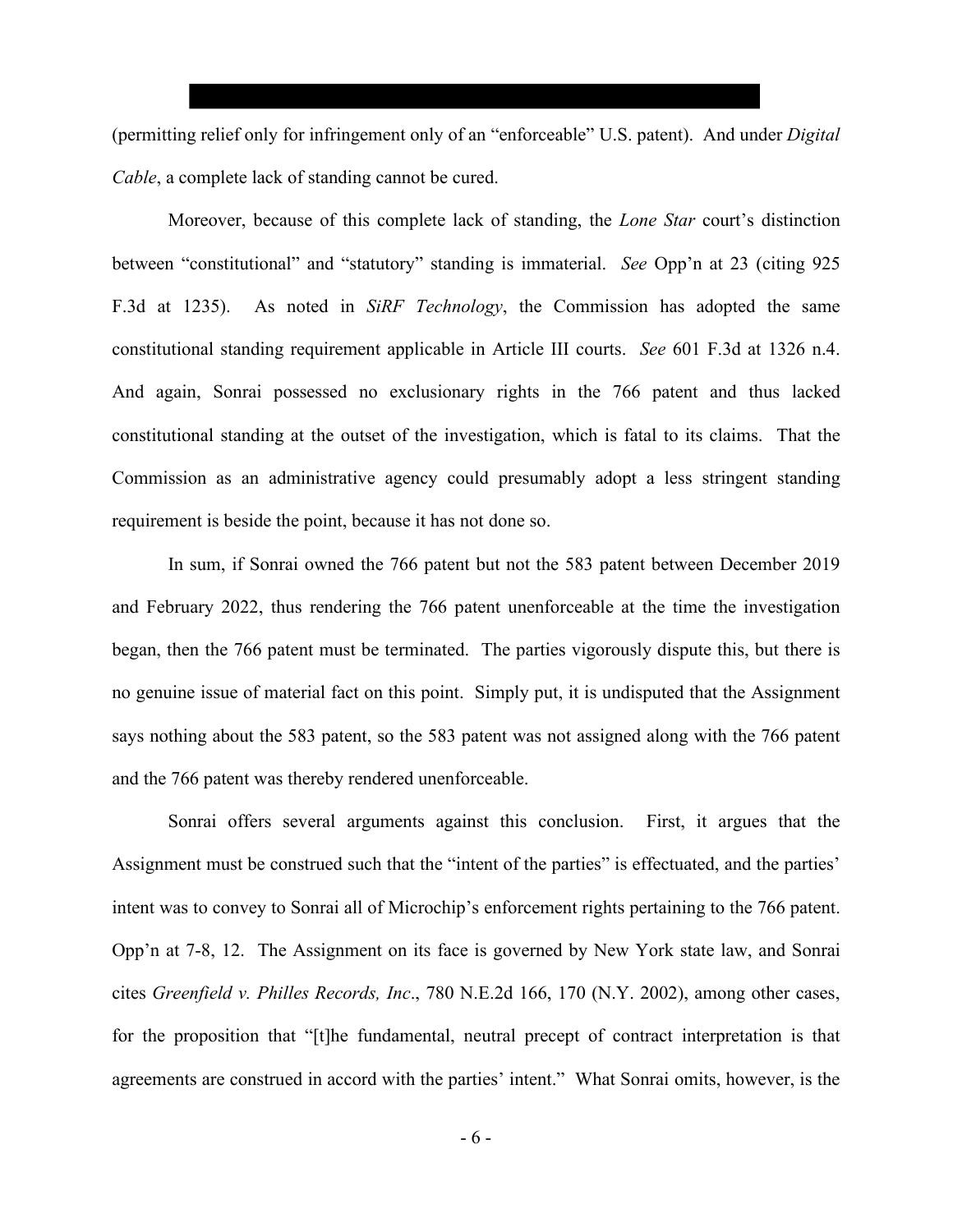(permitting relief only for infringement only of an "enforceable" U.S. patent). And under *Digital Cable*, a complete lack of standing cannot be cured.

Moreover, because of this complete lack of standing, the *Lone Star* court's distinction between "constitutional" and "statutory" standing is immaterial. *See* Opp'n at 23 (citing 925 F.3d at 1235). As noted in *SiRF Technology*, the Commission has adopted the same constitutional standing requirement applicable in Article III courts. *See* 601 F.3d at 1326 n.4. And again, Sonrai possessed no exclusionary rights in the 766 patent and thus lacked constitutional standing at the outset of the investigation, which is fatal to its claims. That the Commission as an administrative agency could presumably adopt a less stringent standing requirement is beside the point, because it has not done so.

In sum, if Sonrai owned the 766 patent but not the 583 patent between December 2019 and February 2022, thus rendering the 766 patent unenforceable at the time the investigation began, then the 766 patent must be terminated. The parties vigorously dispute this, but there is no genuine issue of material fact on this point. Simply put, it is undisputed that the Assignment says nothing about the 583 patent, so the 583 patent was not assigned along with the 766 patent and the 766 patent was thereby rendered unenforceable.

Sonrai offers several arguments against this conclusion. First, it argues that the Assignment must be construed such that the "intent of the parties" is effectuated, and the parties' intent was to convey to Sonrai all of Microchip's enforcement rights pertaining to the 766 patent. Opp'n at 7-8, 12. The Assignment on its face is governed by New York state law, and Sonrai cites *Greenfield v. Philles Records, Inc*., 780 N.E.2d 166, 170 (N.Y. 2002), among other cases, for the proposition that "[t]he fundamental, neutral precept of contract interpretation is that agreements are construed in accord with the parties' intent." What Sonrai omits, however, is the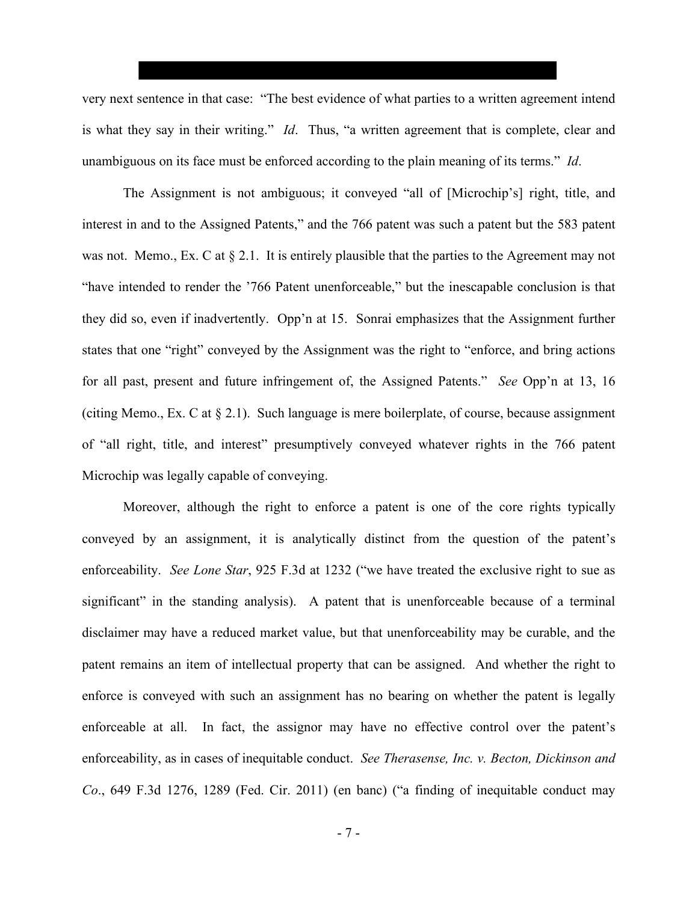very next sentence in that case: "The best evidence of what parties to a written agreement intend is what they say in their writing." *Id*. Thus, "a written agreement that is complete, clear and unambiguous on its face must be enforced according to the plain meaning of its terms." *Id*.

The Assignment is not ambiguous; it conveyed "all of [Microchip's] right, title, and interest in and to the Assigned Patents," and the 766 patent was such a patent but the 583 patent was not. Memo., Ex. C at § 2.1. It is entirely plausible that the parties to the Agreement may not "have intended to render the '766 Patent unenforceable," but the inescapable conclusion is that they did so, even if inadvertently. Opp'n at 15. Sonrai emphasizes that the Assignment further states that one "right" conveyed by the Assignment was the right to "enforce, and bring actions for all past, present and future infringement of, the Assigned Patents." *See* Opp'n at 13, 16 (citing Memo., Ex. C at § 2.1). Such language is mere boilerplate, of course, because assignment of "all right, title, and interest" presumptively conveyed whatever rights in the 766 patent Microchip was legally capable of conveying.

Moreover, although the right to enforce a patent is one of the core rights typically conveyed by an assignment, it is analytically distinct from the question of the patent's enforceability. *See Lone Star*, 925 F.3d at 1232 ("we have treated the exclusive right to sue as significant" in the standing analysis). A patent that is unenforceable because of a terminal disclaimer may have a reduced market value, but that unenforceability may be curable, and the patent remains an item of intellectual property that can be assigned. And whether the right to enforce is conveyed with such an assignment has no bearing on whether the patent is legally enforceable at all. In fact, the assignor may have no effective control over the patent's enforceability, as in cases of inequitable conduct. *See Therasense, Inc. v. Becton, Dickinson and Co*., 649 F.3d 1276, 1289 (Fed. Cir. 2011) (en banc) ("a finding of inequitable conduct may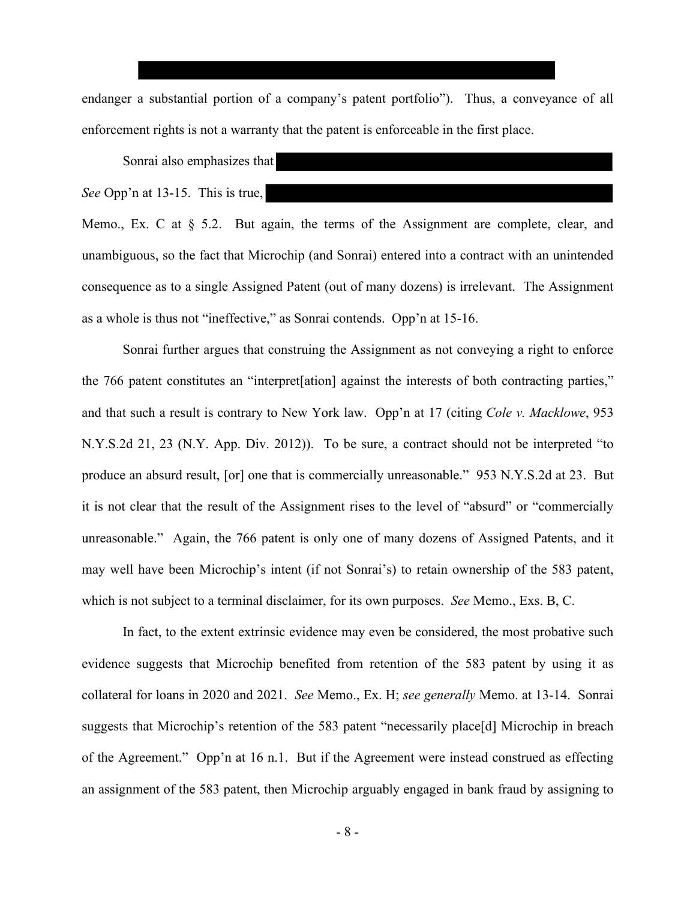endanger a substantial portion of a company's patent portfolio"). Thus, a conveyance of all enforcement rights is not a warranty that the patent is enforceable in the first place.

Sonrai also emphasizes that

*See* Opp'n at 13-15. This is true,

Memo., Ex. C at § 5.2. But again, the terms of the Assignment are complete, clear, and unambiguous, so the fact that Microchip (and Sonrai) entered into a contract with an unintended consequence as to a single Assigned Patent (out of many dozens) is irrelevant. The Assignment as a whole is thus not "ineffective," as Sonrai contends. Opp'n at 15-16.

Sonrai further argues that construing the Assignment as not conveying a right to enforce the 766 patent constitutes an "interpret[ation] against the interests of both contracting parties," and that such a result is contrary to New York law. Opp'n at 17 (citing *Cole v. Macklowe*, 953 N.Y.S.2d 21, 23 (N.Y. App. Div. 2012)). To be sure, a contract should not be interpreted "to produce an absurd result, [or] one that is commercially unreasonable." 953 N.Y.S.2d at 23. But it is not clear that the result of the Assignment rises to the level of "absurd" or "commercially unreasonable." Again, the 766 patent is only one of many dozens of Assigned Patents, and it may well have been Microchip's intent (if not Sonrai's) to retain ownership of the 583 patent, which is not subject to a terminal disclaimer, for its own purposes. *See* Memo., Exs. B, C.

In fact, to the extent extrinsic evidence may even be considered, the most probative such evidence suggests that Microchip benefited from retention of the 583 patent by using it as collateral for loans in 2020 and 2021. *See* Memo., Ex. H; *see generally* Memo. at 13-14. Sonrai suggests that Microchip's retention of the 583 patent "necessarily place[d] Microchip in breach of the Agreement." Opp'n at 16 n.1. But if the Agreement were instead construed as effecting an assignment of the 583 patent, then Microchip arguably engaged in bank fraud by assigning to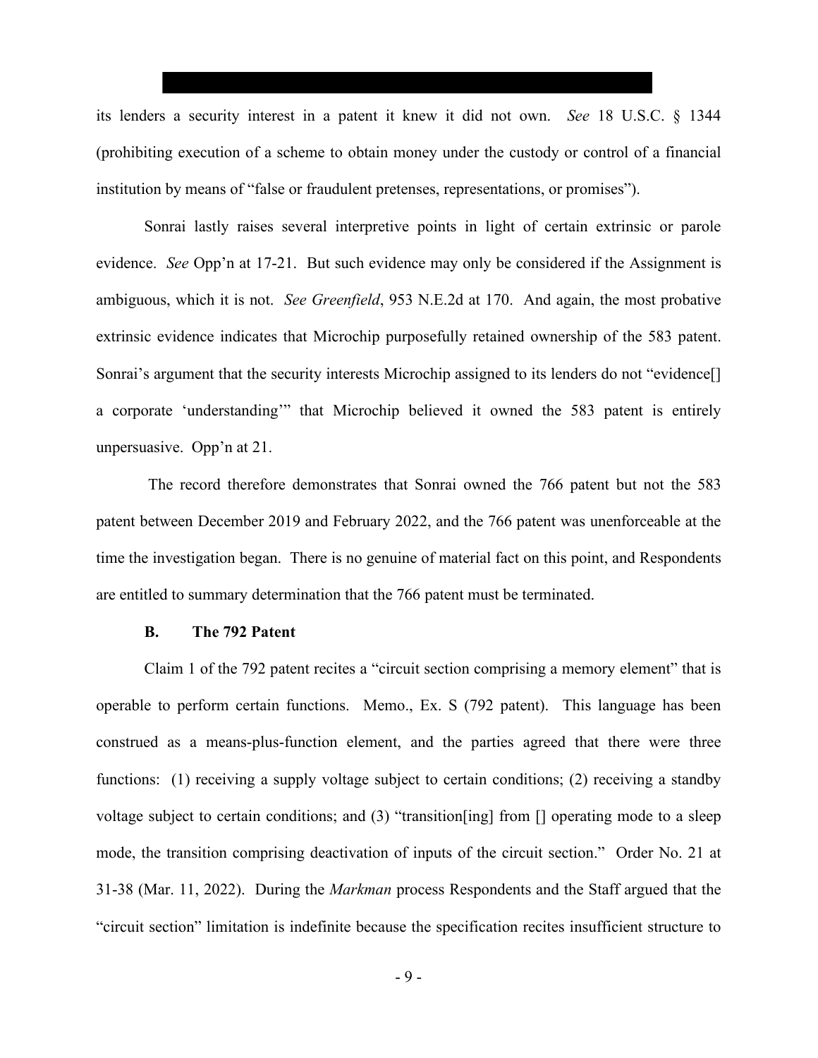its lenders a security interest in a patent it knew it did not own. *See* 18 U.S.C. § 1344 (prohibiting execution of a scheme to obtain money under the custody or control of a financial institution by means of "false or fraudulent pretenses, representations, or promises").

Sonrai lastly raises several interpretive points in light of certain extrinsic or parole evidence. *See* Opp'n at 17-21. But such evidence may only be considered if the Assignment is ambiguous, which it is not. *See Greenfield*, 953 N.E.2d at 170. And again, the most probative extrinsic evidence indicates that Microchip purposefully retained ownership of the 583 patent. Sonrai's argument that the security interests Microchip assigned to its lenders do not "evidence[] a corporate 'understanding'" that Microchip believed it owned the 583 patent is entirely unpersuasive. Opp'n at 21.

The record therefore demonstrates that Sonrai owned the 766 patent but not the 583 patent between December 2019 and February 2022, and the 766 patent was unenforceable at the time the investigation began. There is no genuine of material fact on this point, and Respondents are entitled to summary determination that the 766 patent must be terminated.

### B. The 792 Patent

Claim 1 of the 792 patent recites a "circuit section comprising a memory element" that is operable to perform certain functions. Memo., Ex. S (792 patent). This language has been construed as a means-plus-function element, and the parties agreed that there were three functions: (1) receiving a supply voltage subject to certain conditions; (2) receiving a standby voltage subject to certain conditions; and (3) "transition[ing] from [] operating mode to a sleep mode, the transition comprising deactivation of inputs of the circuit section." Order No. 21 at 31-38 (Mar. 11, 2022). During the *Markman* process Respondents and the Staff argued that the "circuit section" limitation is indefinite because the specification recites insufficient structure to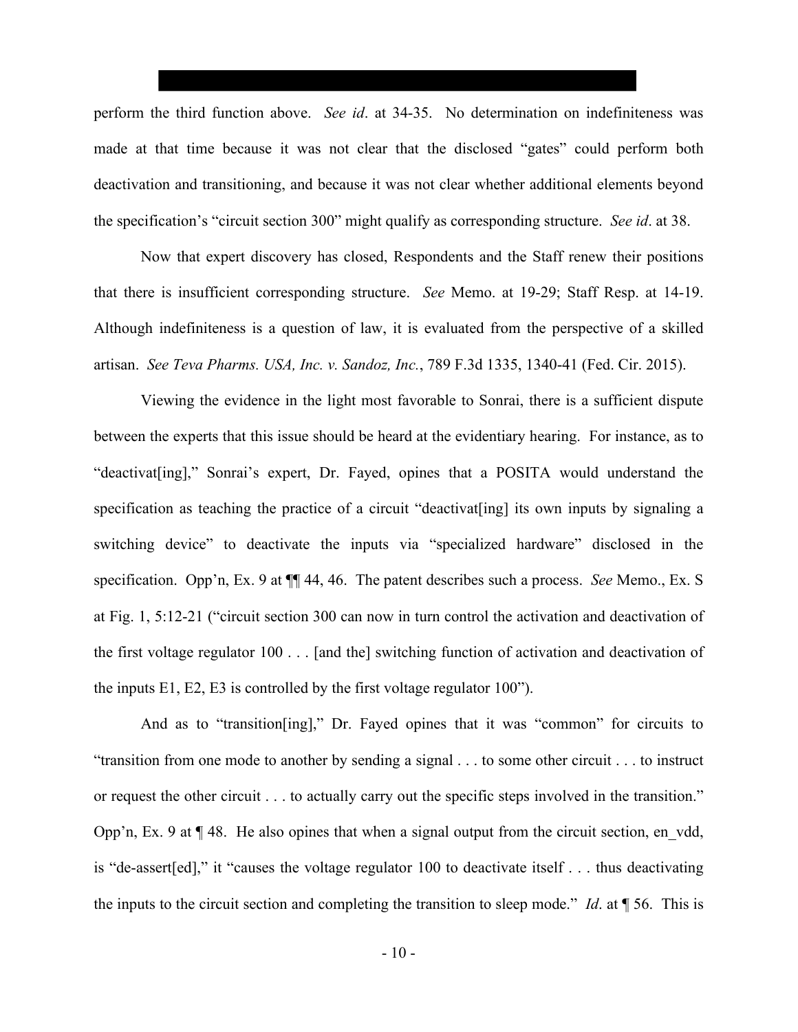perform the third function above. *See id*. at 34-35. No determination on indefiniteness was made at that time because it was not clear that the disclosed "gates" could perform both deactivation and transitioning, and because it was not clear whether additional elements beyond the specification's "circuit section 300" might qualify as corresponding structure. *See id*. at 38.

Now that expert discovery has closed, Respondents and the Staff renew their positions that there is insufficient corresponding structure. *See* Memo. at 19-29; Staff Resp. at 14-19. Although indefiniteness is a question of law, it is evaluated from the perspective of a skilled artisan. *See Teva Pharms. USA, Inc. v. Sandoz, Inc.*, 789 F.3d 1335, 1340-41 (Fed. Cir. 2015).

Viewing the evidence in the light most favorable to Sonrai, there is a sufficient dispute between the experts that this issue should be heard at the evidentiary hearing. For instance, as to "deactivat[ing]," Sonrai's expert, Dr. Fayed, opines that a POSITA would understand the specification as teaching the practice of a circuit "deactivat[ing] its own inputs by signaling a switching device" to deactivate the inputs via "specialized hardware" disclosed in the specification. Opp'n, Ex. 9 at ¶¶ 44, 46. The patent describes such a process. *See* Memo., Ex. S at Fig. 1, 5:12-21 ("circuit section 300 can now in turn control the activation and deactivation of the first voltage regulator 100 . . . [and the] switching function of activation and deactivation of the inputs E1, E2, E3 is controlled by the first voltage regulator 100").

And as to "transition[ing]," Dr. Fayed opines that it was "common" for circuits to "transition from one mode to another by sending a signal . . . to some other circuit . . . to instruct or request the other circuit . . . to actually carry out the specific steps involved in the transition." Opp'n, Ex. 9 at ¶ 48. He also opines that when a signal output from the circuit section, en_vdd, is "de-assert[ed]," it "causes the voltage regulator 100 to deactivate itself . . . thus deactivating the inputs to the circuit section and completing the transition to sleep mode." *Id*. at ¶ 56. This is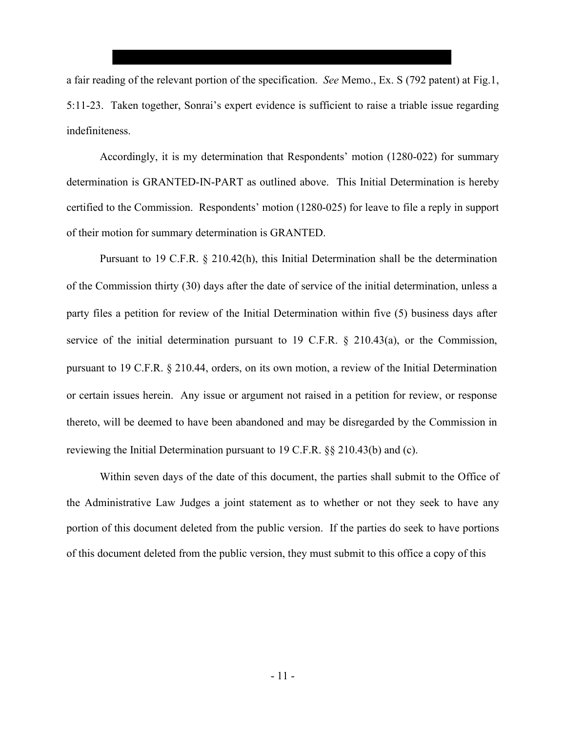a fair reading of the relevant portion of the specification. *See* Memo., Ex. S (792 patent) at Fig.1, 5:11-23. Taken together, Sonrai's expert evidence is sufficient to raise a triable issue regarding indefiniteness.

Accordingly, it is my determination that Respondents' motion (1280-022) for summary determination is GRANTED-IN-PART as outlined above. This Initial Determination is hereby certified to the Commission. Respondents' motion (1280-025) for leave to file a reply in support of their motion for summary determination is GRANTED.

Pursuant to 19 C.F.R. § 210.42(h), this Initial Determination shall be the determination of the Commission thirty (30) days after the date of service of the initial determination, unless a party files a petition for review of the Initial Determination within five (5) business days after service of the initial determination pursuant to 19 C.F.R. § 210.43(a), or the Commission, pursuant to 19 C.F.R. § 210.44, orders, on its own motion, a review of the Initial Determination or certain issues herein. Any issue or argument not raised in a petition for review, or response thereto, will be deemed to have been abandoned and may be disregarded by the Commission in reviewing the Initial Determination pursuant to 19 C.F.R. §§ 210.43(b) and (c).

Within seven days of the date of this document, the parties shall submit to the Office of the Administrative Law Judges a joint statement as to whether or not they seek to have any portion of this document deleted from the public version. If the parties do seek to have portions of this document deleted from the public version, they must submit to this office a copy of this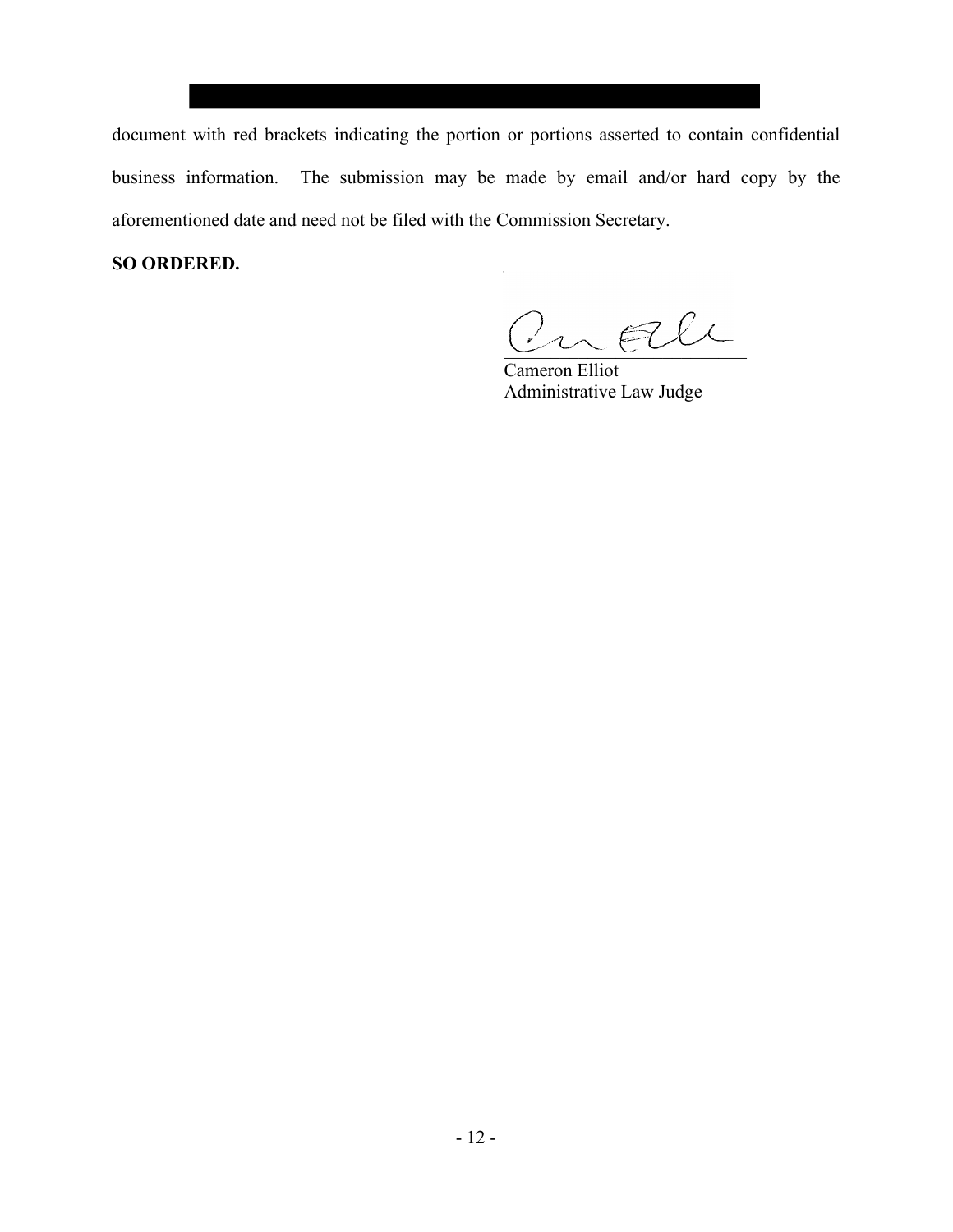document with red brackets indicating the portion or portions asserted to contain confidential business information. The submission may be made by email and/or hard copy by the aforementioned date and need not be filed with the Commission Secretary.

**SO ORDERED.**

Cameron Elliot
Administrative Law Judge